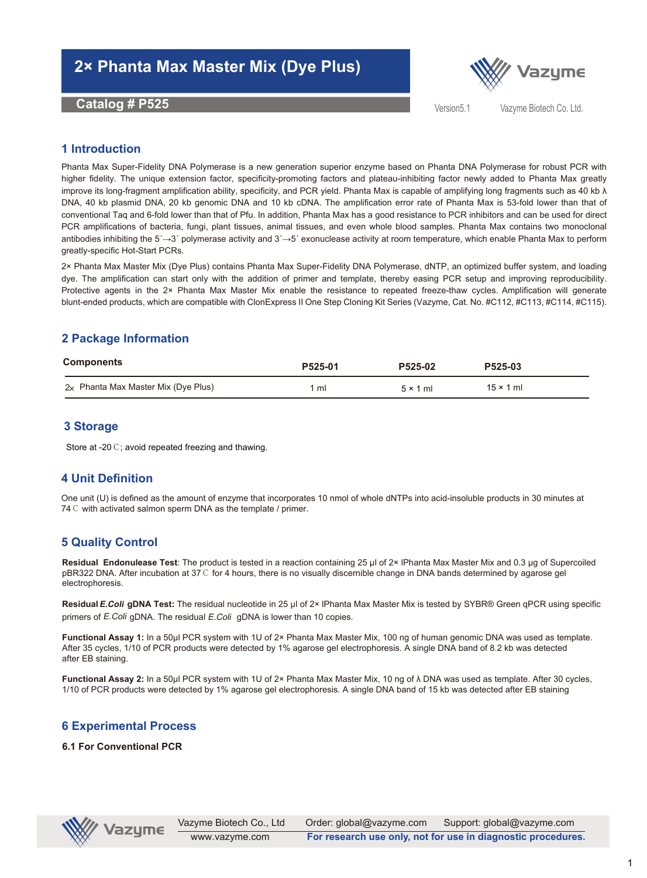# 2× Phanta Max Master Mix (Dye Plus)

**Catalog # P525**

Version5.1 Vazyme Biotech Co. Ltd.

## 1 Introduction

Phanta Max Super-Fidelity DNA Polymerase is a new generation superior enzyme based on Phanta DNA Polymerase for robust PCR with higher fidelity. The unique extension factor, specificity-promoting factors and plateau-inhibiting factor newly added to Phanta Max greatly improve its long-fragment amplification ability, specificity, and PCR yield. Phanta Max is capable of amplifying long fragments such as 40 kb λ DNA, 40 kb plasmid DNA, 20 kb genomic DNA and 10 kb cDNA. The amplification error rate of Phanta Max is 53-fold lower than that of conventional Taq and 6-fold lower than that of Pfu. In addition, Phanta Max has a good resistance to PCR inhibitors and can be used for direct PCR amplifications of bacteria, fungi, plant tissues, animal tissues, and even whole blood samples. Phanta Max contains two monoclonal antibodies inhibiting the 5´→3´ polymerase activity and 3´→5´ exonuclease activity at room temperature, which enable Phanta Max to perform greatly-specific Hot-Start PCRs.

2× Phanta Max Master Mix (Dye Plus) contains Phanta Max Super-Fidelity DNA Polymerase, dNTP, an optimized buffer system, and loading dye. The amplification can start only with the addition of primer and template, thereby easing PCR setup and improving reproducibility. Protective agents in the 2× Phanta Max Master Mix enable the resistance to repeated freeze-thaw cycles. Amplification will generate blunt-ended products, which are compatible with ClonExpress II One Step Cloning Kit Series (Vazyme, Cat. No. #C112, #C113, #C114, #C115).

## 2 Package Information

| Components | P525-01 | P525-02 | P525-03 |
|---|---|---|---|
| 2× Phanta Max Master Mix (Dye Plus) | 1 ml | 5 × 1 ml | 15 × 1 ml |

## 3 Storage

Store at -20 ℃; avoid repeated freezing and thawing.

## 4 Unit Definition

One unit (U) is defined as the amount of enzyme that incorporates 10 nmol of whole dNTPs into acid-insoluble products in 30 minutes at 74 ℃ with activated salmon sperm DNA as the template / primer.

## 5 Quality Control

**Residual Endonuclease Test**: The product is tested in a reaction containing 25 µl of 2× lPhanta Max Master Mix and 0.3 µg of Supercoiled pBR322 DNA. After incubation at 37 ℃ for 4 hours, there is no visually discernible change in DNA bands determined by agarose gel electrophoresis.

**Residual *E.Coli* gDNA Test:** The residual nucleotide in 25 µl of 2× lPhanta Max Master Mix is tested by SYBR® Green qPCR using specific primers of *E.Coli* gDNA. The residual *E.Coli* gDNA is lower than 10 copies.

**Functional Assay 1:** In a 50µl PCR system with 1U of 2× Phanta Max Master Mix, 100 ng of human genomic DNA was used as template. After 35 cycles, 1/10 of PCR products were detected by 1% agarose gel electrophoresis. A single DNA band of 8.2 kb was detected after EB staining.

**Functional Assay 2:** In a 50µl PCR system with 1U of 2× Phanta Max Master Mix, 10 ng of λ DNA was used as template. After 30 cycles, 1/10 of PCR products were detected by 1% agarose gel electrophoresis. A single DNA band of 15 kb was detected after EB staining

## 6 Experimental Process

### 6.1 For Conventional PCR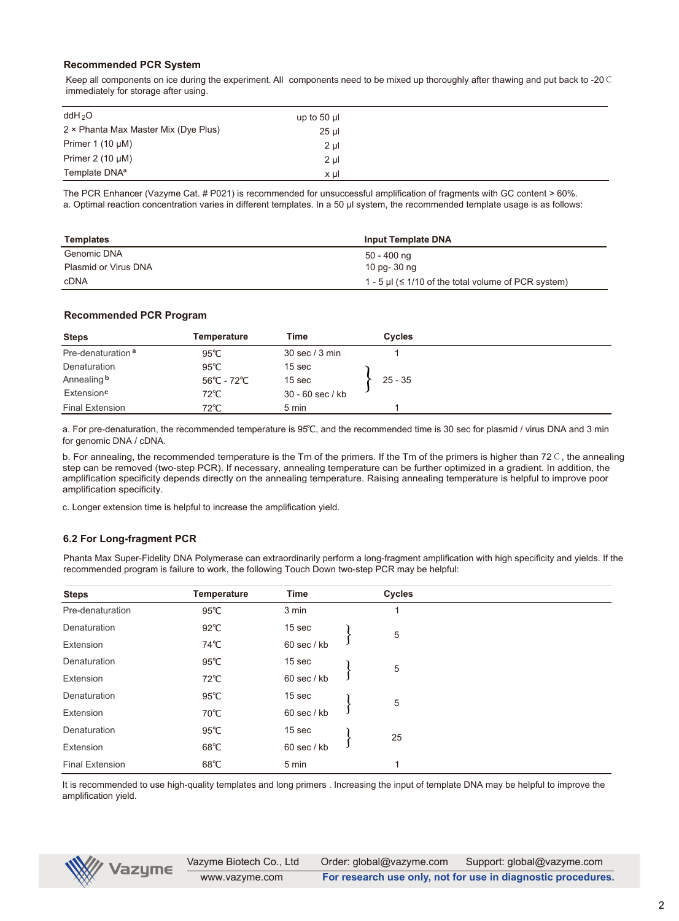### Recommended PCR System

Keep all components on ice during the experiment. All components need to be mixed up thoroughly after thawing and put back to -20℃ immediately for storage after using.

| | |
|---|---|
| $ddH_2O$ | up to 50 μl |
| 2 × Phanta Max Master Mix (Dye Plus) | 25 μl |
| Primer 1 (10 μM) | 2 μl |
| Primer 2 (10 μM) | 2 μl |
| Template DNA[a] | x μl |

The PCR Enhancer (Vazyme Cat. # P021) is recommended for unsuccessful amplification of fragments with GC content > 60%.
a. Optimal reaction concentration varies in different templates. In a 50 μl system, the recommended template usage is as follows:

| Templates | Input Template DNA |
|---|---|
| Genomic DNA | 50 - 400 ng |
| Plasmid or Virus DNA | 10 pg- 30 ng |
| cDNA | 1 - 5 μl (≤ 1/10 of the total volume of PCR system) |

### Recommended PCR Program

| Steps | Temperature | Time | Cycles |
|---|---|---|---|
| Pre-denaturation[a] | 95℃ | 30 sec / 3 min | 1 |
| Denaturation | 95℃ | 15 sec | 25 - 35 |
| Annealing[b] | 56℃ - 72℃ | 15 sec | |
| Extension[c] | 72℃ | 30 - 60 sec / kb | |
| Final Extension | 72℃ | 5 min | 1 |

a. For pre-denaturation, the recommended temperature is 95℃, and the recommended time is 30 sec for plasmid / virus DNA and 3 min for genomic DNA / cDNA.

b. For annealing, the recommended temperature is the Tm of the primers. If the Tm of the primers is higher than 72℃, the annealing step can be removed (two-step PCR). If necessary, annealing temperature can be further optimized in a gradient. In addition, the amplification specificity depends directly on the annealing temperature. Raising annealing temperature is helpful to improve poor amplification specificity.

c. Longer extension time is helpful to increase the amplification yield.

### 6.2 For Long-fragment PCR

Phanta Max Super-Fidelity DNA Polymerase can extraordinarily perform a long-fragment amplification with high specificity and yields. If the recommended program is failure to work, the following Touch Down two-step PCR may be helpful:

| Steps | Temperature | Time | Cycles |
|---|---|---|---|
| Pre-denaturation | 95℃ | 3 min | 1 |
| Denaturation | 92℃ | 15 sec | 5 |
| Extension | 74℃ | 60 sec / kb | |
| Denaturation | 95℃ | 15 sec | 5 |
| Extension | 72℃ | 60 sec / kb | |
| Denaturation | 95℃ | 15 sec | 5 |
| Extension | 70℃ | 60 sec / kb | |
| Denaturation | 95℃ | 15 sec | 25 |
| Extension | 68℃ | 60 sec / kb | |
| Final Extension | 68℃ | 5 min | 1 |

It is recommended to use high-quality templates and long primers . Increasing the input of template DNA may be helpful to improve the amplification yield.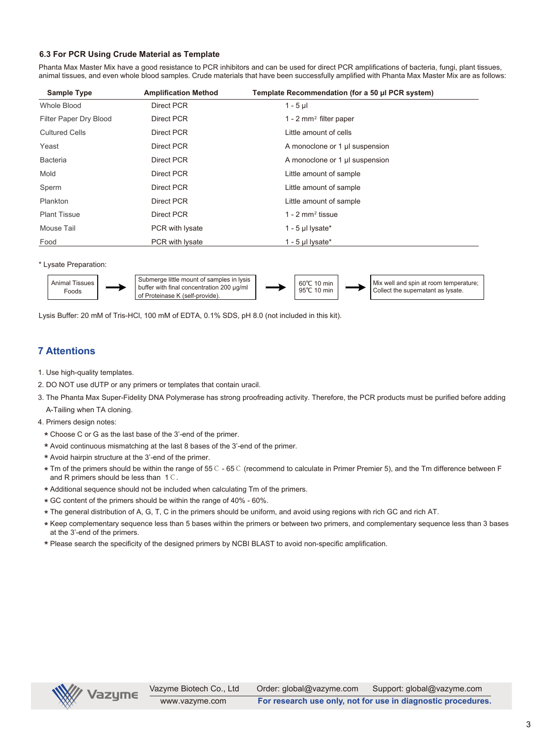### 6.3 For PCR Using Crude Material as Template

Phanta Max Master Mix have a good resistance to PCR inhibitors and can be used for direct PCR amplifications of bacteria, fungi, plant tissues, animal tissues, and even whole blood samples. Crude materials that have been successfully amplified with Phanta Max Master Mix are as follows:

| Sample Type | Amplification Method | Template Recommendation (for a 50 μl PCR system) |
|---|---|---|
| Whole Blood | Direct PCR | 1 - 5 μl |
| Filter Paper Dry Blood | Direct PCR | 1 - 2 $mm^2$ filter paper |
| Cultured Cells | Direct PCR | Little amount of cells |
| Yeast | Direct PCR | A monoclone or 1 μl suspension |
| Bacteria | Direct PCR | A monoclone or 1 μl suspension |
| Mold | Direct PCR | Little amount of sample |
| Sperm | Direct PCR | Little amount of sample |
| Plankton | Direct PCR | Little amount of sample |
| Plant Tissue | Direct PCR | 1 - 2 $mm^2$ tissue |
| Mouse Tail | PCR with lysate | 1 - 5 μl lysate* |
| Food | PCR with lysate | 1 - 5 μl lysate* |

\* Lysate Preparation:

Animal Tissues Foods → Submerge little mount of samples in lysis buffer with final concentration 200 μg/ml of Proteinase K (self-provide). → 60℃ 10 min 95℃ 10 min → Mix well and spin at room temperature; Collect the supernatant as lysate.

Lysis Buffer: 20 mM of Tris-HCl, 100 mM of EDTA, 0.1% SDS, pH 8.0 (not included in this kit).

## 7 Attentions

1. Use high-quality templates.
2. DO NOT use dUTP or any primers or templates that contain uracil.
3. The Phanta Max Super-Fidelity DNA Polymerase has strong proofreading activity. Therefore, the PCR products must be purified before adding A-Tailing when TA cloning.
4. Primers design notes:
   - \* Choose C or G as the last base of the 3'-end of the primer.
   - \* Avoid continuous mismatching at the last 8 bases of the 3'-end of the primer.
   - \* Avoid hairpin structure at the 3'-end of the primer.
   - \* Tm of the primers should be within the range of 55℃ - 65℃ (recommend to calculate in Primer Premier 5), and the Tm difference between F and R primers should be less than 1℃.
   - \* Additional sequence should not be included when calculating Tm of the primers.
   - \* GC content of the primers should be within the range of 40% - 60%.
   - \* The general distribution of A, G, T, C in the primers should be uniform, and avoid using regions with rich GC and rich AT.
   - \* Keep complementary sequence less than 5 bases within the primers or between two primers, and complementary sequence less than 3 bases at the 3'-end of the primers.
   - \* Please search the specificity of the designed primers by NCBI BLAST to avoid non-specific amplification.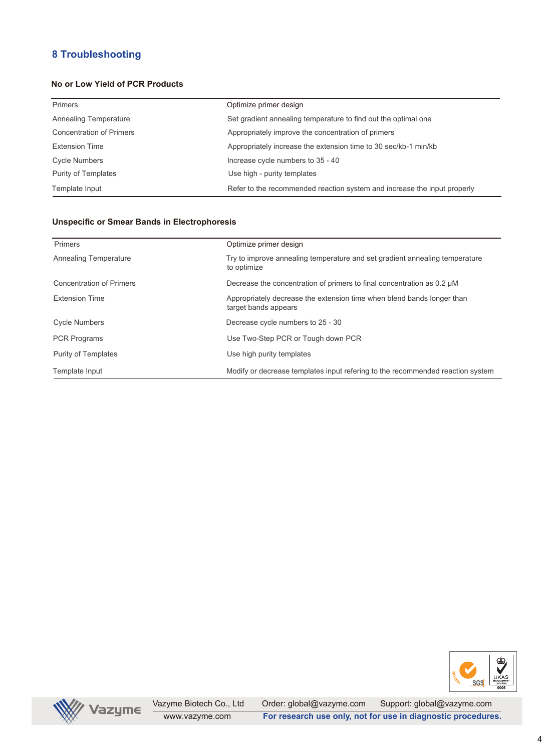## 8 Troubleshooting

### No or Low Yield of PCR Products

| | |
|---|---|
| Primers | Optimize primer design |
| Annealing Temperature | Set gradient annealing temperature to find out the optimal one |
| Concentration of Primers | Appropriately improve the concentration of primers |
| Extension Time | Appropriately increase the extension time to 30 sec/kb-1 min/kb |
| Cycle Numbers | Increase cycle numbers to 35 - 40 |
| Purity of Templates | Use high - purity templates |
| Template Input | Refer to the recommended reaction system and increase the input properly |

### Unspecific or Smear Bands in Electrophoresis

| | |
|---|---|
| Primers | Optimize primer design |
| Annealing Temperature | Try to improve annealing temperature and set gradient annealing temperature to optimize |
| Concentration of Primers | Decrease the concentration of primers to final concentration as 0.2 μM |
| Extension Time | Appropriately decrease the extension time when blend bands longer than target bands appears |
| Cycle Numbers | Decrease cycle numbers to 25 - 30 |
| PCR Programs | Use Two-Step PCR or Tough down PCR |
| Purity of Templates | Use high purity templates |
| Template Input | Modify or decrease templates input refering to the recommended reaction system |

Vazyme Biotech Co., Ltd Order: global@vazyme.com Support: global@vazyme.com
www.vazyme.com **For research use only, not for use in diagnostic procedures.**